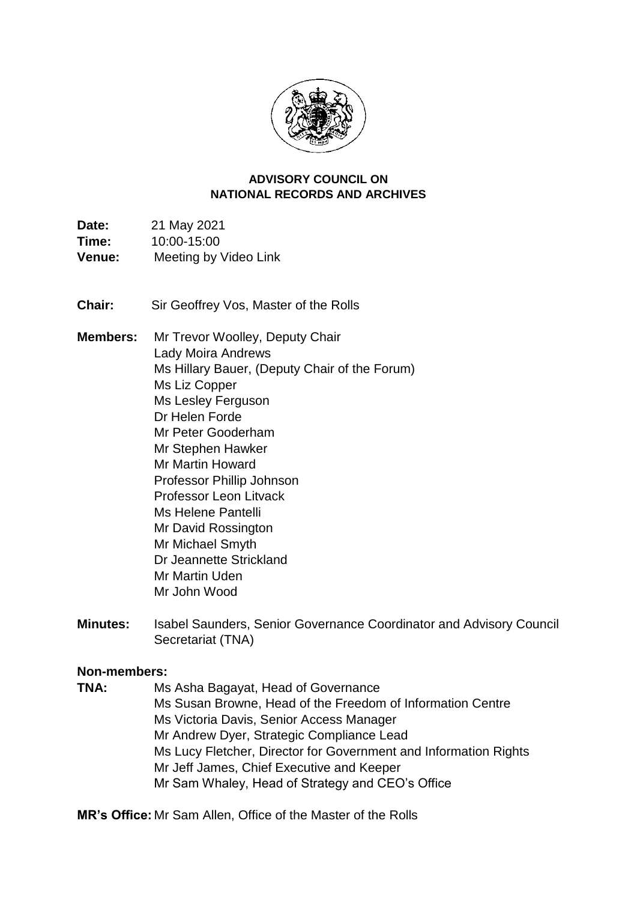# ADVISORY COUNCIL ON NATIONAL RECORDS AND ARCHIVES

**Date:** 21 May 2021
**Time:** 10:00-15:00
**Venue:** Meeting by Video Link

**Chair:** Sir Geoffrey Vos, Master of the Rolls

**Members:** Mr Trevor Woolley, Deputy Chair
Lady Moira Andrews
Ms Hillary Bauer, (Deputy Chair of the Forum)
Ms Liz Copper
Ms Lesley Ferguson
Dr Helen Forde
Mr Peter Gooderham
Mr Stephen Hawker
Mr Martin Howard
Professor Phillip Johnson
Professor Leon Litvack
Ms Helene Pantelli
Mr David Rossington
Mr Michael Smyth
Dr Jeannette Strickland
Mr Martin Uden
Mr John Wood

**Minutes:** Isabel Saunders, Senior Governance Coordinator and Advisory Council Secretariat (TNA)

**Non-members:**

**TNA:** Ms Asha Bagayat, Head of Governance
Ms Susan Browne, Head of the Freedom of Information Centre
Ms Victoria Davis, Senior Access Manager
Mr Andrew Dyer, Strategic Compliance Lead
Ms Lucy Fletcher, Director for Government and Information Rights
Mr Jeff James, Chief Executive and Keeper
Mr Sam Whaley, Head of Strategy and CEO's Office

**MR's Office:** Mr Sam Allen, Office of the Master of the Rolls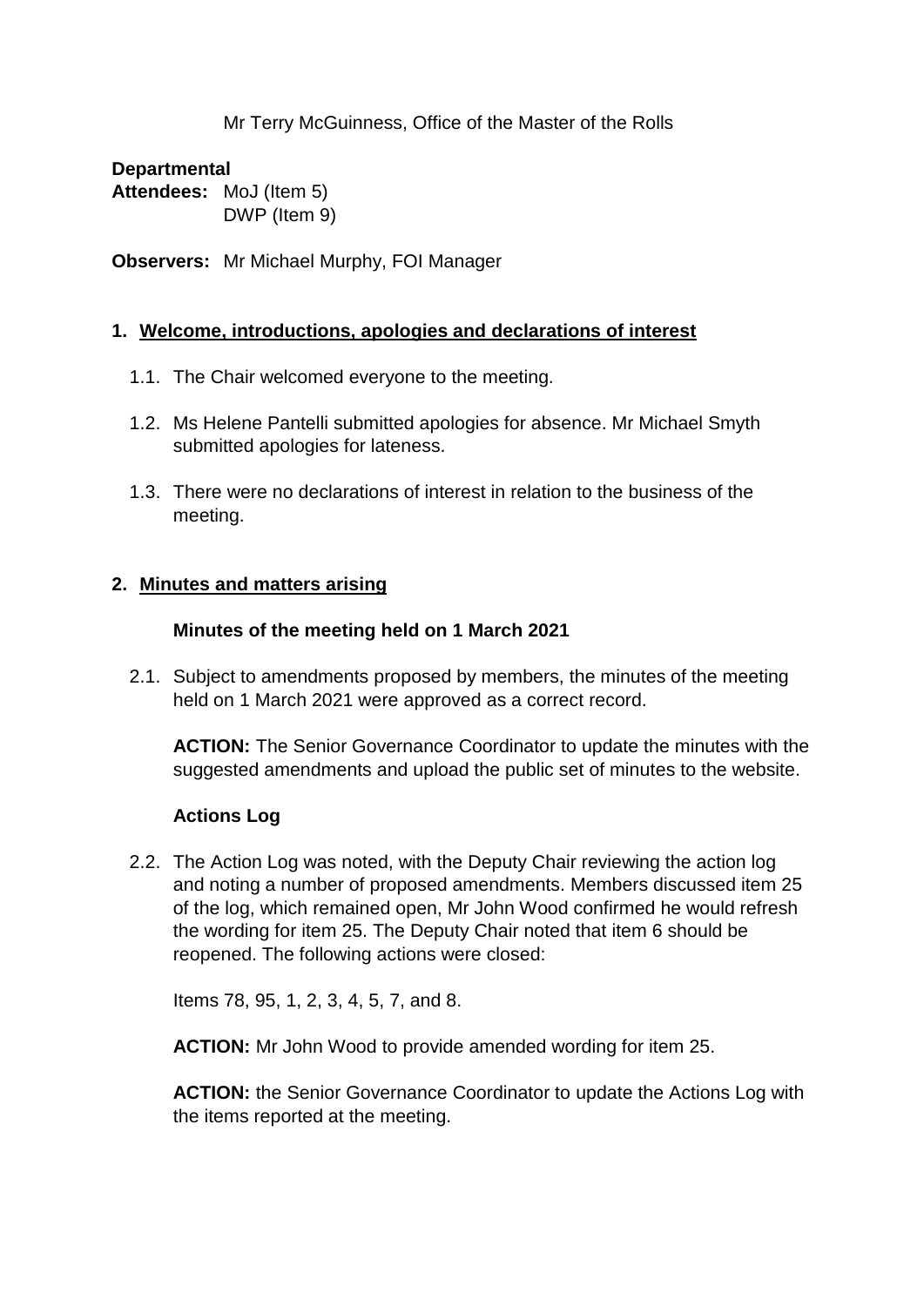Mr Terry McGuinness, Office of the Master of the Rolls

**Departmental Attendees:** MoJ (Item 5)
DWP (Item 9)

**Observers:** Mr Michael Murphy, FOI Manager

## 1. Welcome, introductions, apologies and declarations of interest

1.1. The Chair welcomed everyone to the meeting.

1.2. Ms Helene Pantelli submitted apologies for absence. Mr Michael Smyth submitted apologies for lateness.

1.3. There were no declarations of interest in relation to the business of the meeting.

## 2. Minutes and matters arising

### Minutes of the meeting held on 1 March 2021

2.1. Subject to amendments proposed by members, the minutes of the meeting held on 1 March 2021 were approved as a correct record.

**ACTION:** The Senior Governance Coordinator to update the minutes with the suggested amendments and upload the public set of minutes to the website.

### Actions Log

2.2. The Action Log was noted, with the Deputy Chair reviewing the action log and noting a number of proposed amendments. Members discussed item 25 of the log, which remained open, Mr John Wood confirmed he would refresh the wording for item 25. The Deputy Chair noted that item 6 should be reopened. The following actions were closed:

Items 78, 95, 1, 2, 3, 4, 5, 7, and 8.

**ACTION:** Mr John Wood to provide amended wording for item 25.

**ACTION:** the Senior Governance Coordinator to update the Actions Log with the items reported at the meeting.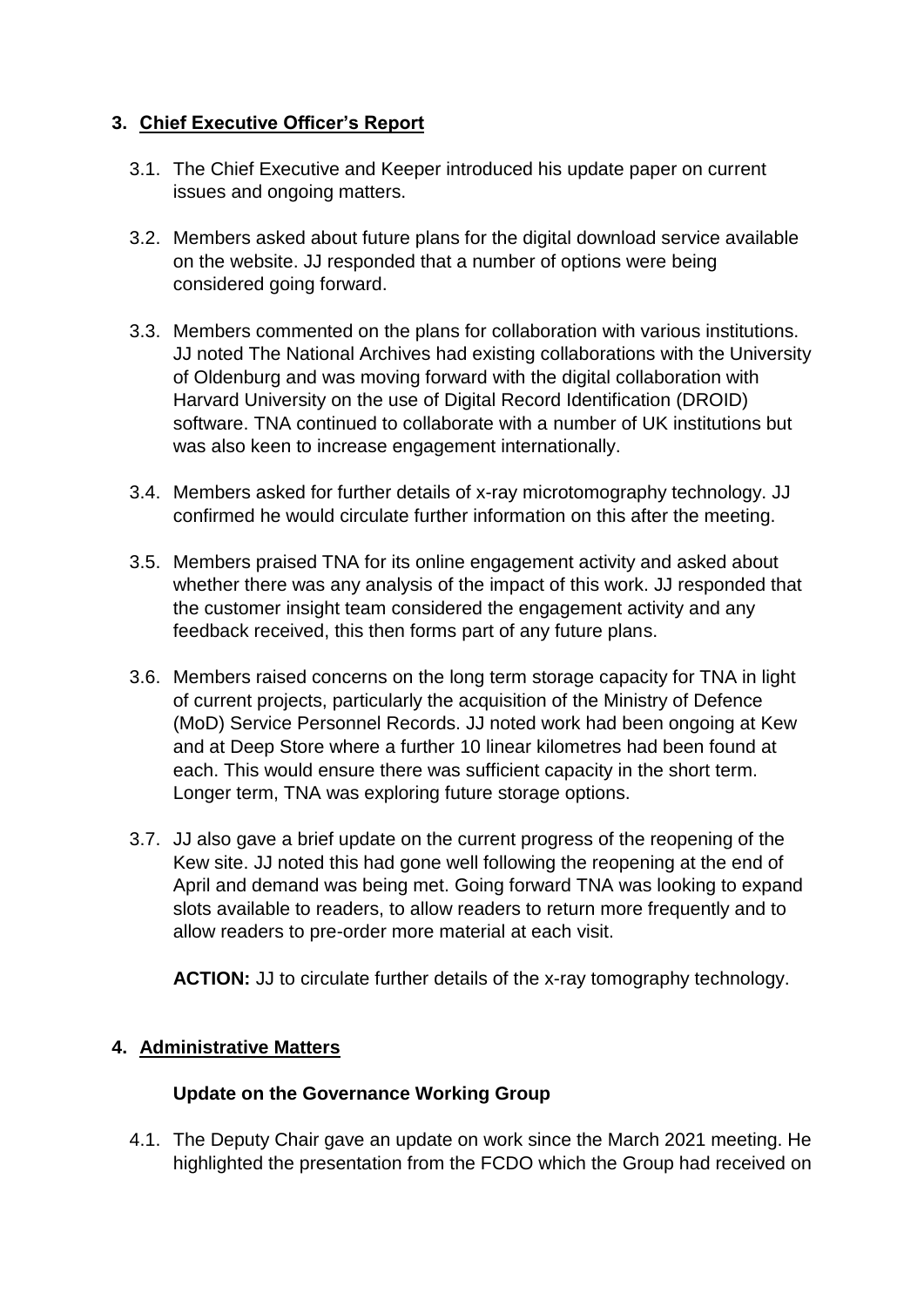## 3. Chief Executive Officer's Report

3.1. The Chief Executive and Keeper introduced his update paper on current issues and ongoing matters.

3.2. Members asked about future plans for the digital download service available on the website. JJ responded that a number of options were being considered going forward.

3.3. Members commented on the plans for collaboration with various institutions. JJ noted The National Archives had existing collaborations with the University of Oldenburg and was moving forward with the digital collaboration with Harvard University on the use of Digital Record Identification (DROID) software. TNA continued to collaborate with a number of UK institutions but was also keen to increase engagement internationally.

3.4. Members asked for further details of x-ray microtomography technology. JJ confirmed he would circulate further information on this after the meeting.

3.5. Members praised TNA for its online engagement activity and asked about whether there was any analysis of the impact of this work. JJ responded that the customer insight team considered the engagement activity and any feedback received, this then forms part of any future plans.

3.6. Members raised concerns on the long term storage capacity for TNA in light of current projects, particularly the acquisition of the Ministry of Defence (MoD) Service Personnel Records. JJ noted work had been ongoing at Kew and at Deep Store where a further 10 linear kilometres had been found at each. This would ensure there was sufficient capacity in the short term. Longer term, TNA was exploring future storage options.

3.7. JJ also gave a brief update on the current progress of the reopening of the Kew site. JJ noted this had gone well following the reopening at the end of April and demand was being met. Going forward TNA was looking to expand slots available to readers, to allow readers to return more frequently and to allow readers to pre-order more material at each visit.

**ACTION:** JJ to circulate further details of the x-ray tomography technology.

## 4. Administrative Matters

### Update on the Governance Working Group

4.1. The Deputy Chair gave an update on work since the March 2021 meeting. He highlighted the presentation from the FCDO which the Group had received on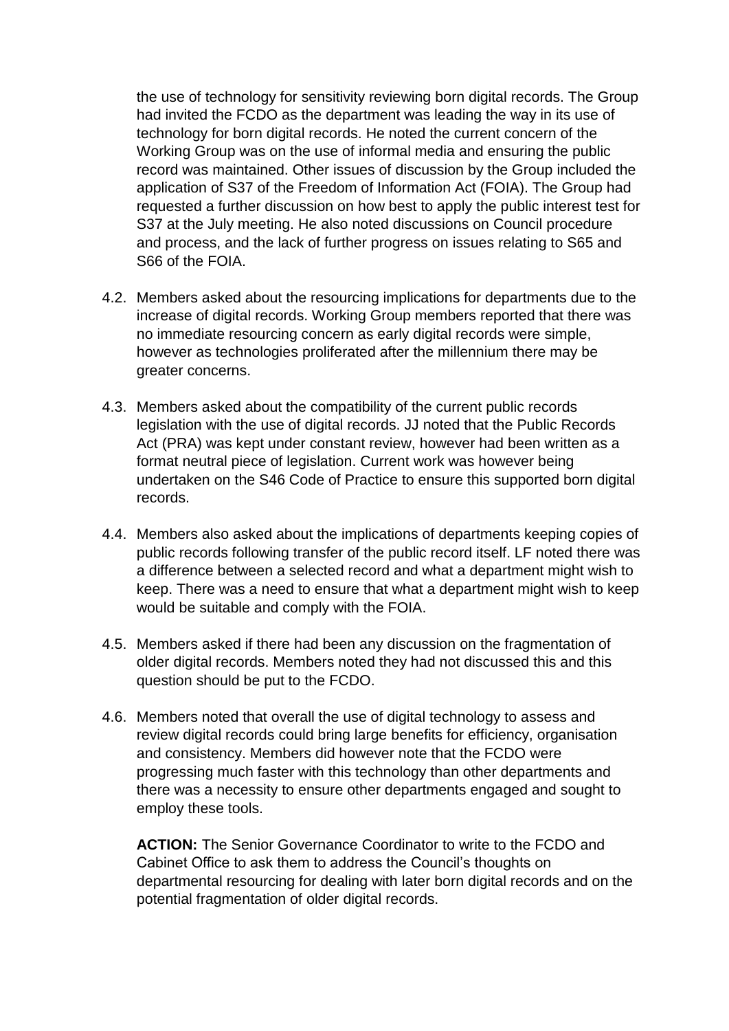the use of technology for sensitivity reviewing born digital records. The Group had invited the FCDO as the department was leading the way in its use of technology for born digital records. He noted the current concern of the Working Group was on the use of informal media and ensuring the public record was maintained. Other issues of discussion by the Group included the application of S37 of the Freedom of Information Act (FOIA). The Group had requested a further discussion on how best to apply the public interest test for S37 at the July meeting. He also noted discussions on Council procedure and process, and the lack of further progress on issues relating to S65 and S66 of the FOIA.

4.2. Members asked about the resourcing implications for departments due to the increase of digital records. Working Group members reported that there was no immediate resourcing concern as early digital records were simple, however as technologies proliferated after the millennium there may be greater concerns.

4.3. Members asked about the compatibility of the current public records legislation with the use of digital records. JJ noted that the Public Records Act (PRA) was kept under constant review, however had been written as a format neutral piece of legislation. Current work was however being undertaken on the S46 Code of Practice to ensure this supported born digital records.

4.4. Members also asked about the implications of departments keeping copies of public records following transfer of the public record itself. LF noted there was a difference between a selected record and what a department might wish to keep. There was a need to ensure that what a department might wish to keep would be suitable and comply with the FOIA.

4.5. Members asked if there had been any discussion on the fragmentation of older digital records. Members noted they had not discussed this and this question should be put to the FCDO.

4.6. Members noted that overall the use of digital technology to assess and review digital records could bring large benefits for efficiency, organisation and consistency. Members did however note that the FCDO were progressing much faster with this technology than other departments and there was a necessity to ensure other departments engaged and sought to employ these tools.

**ACTION:** The Senior Governance Coordinator to write to the FCDO and Cabinet Office to ask them to address the Council's thoughts on departmental resourcing for dealing with later born digital records and on the potential fragmentation of older digital records.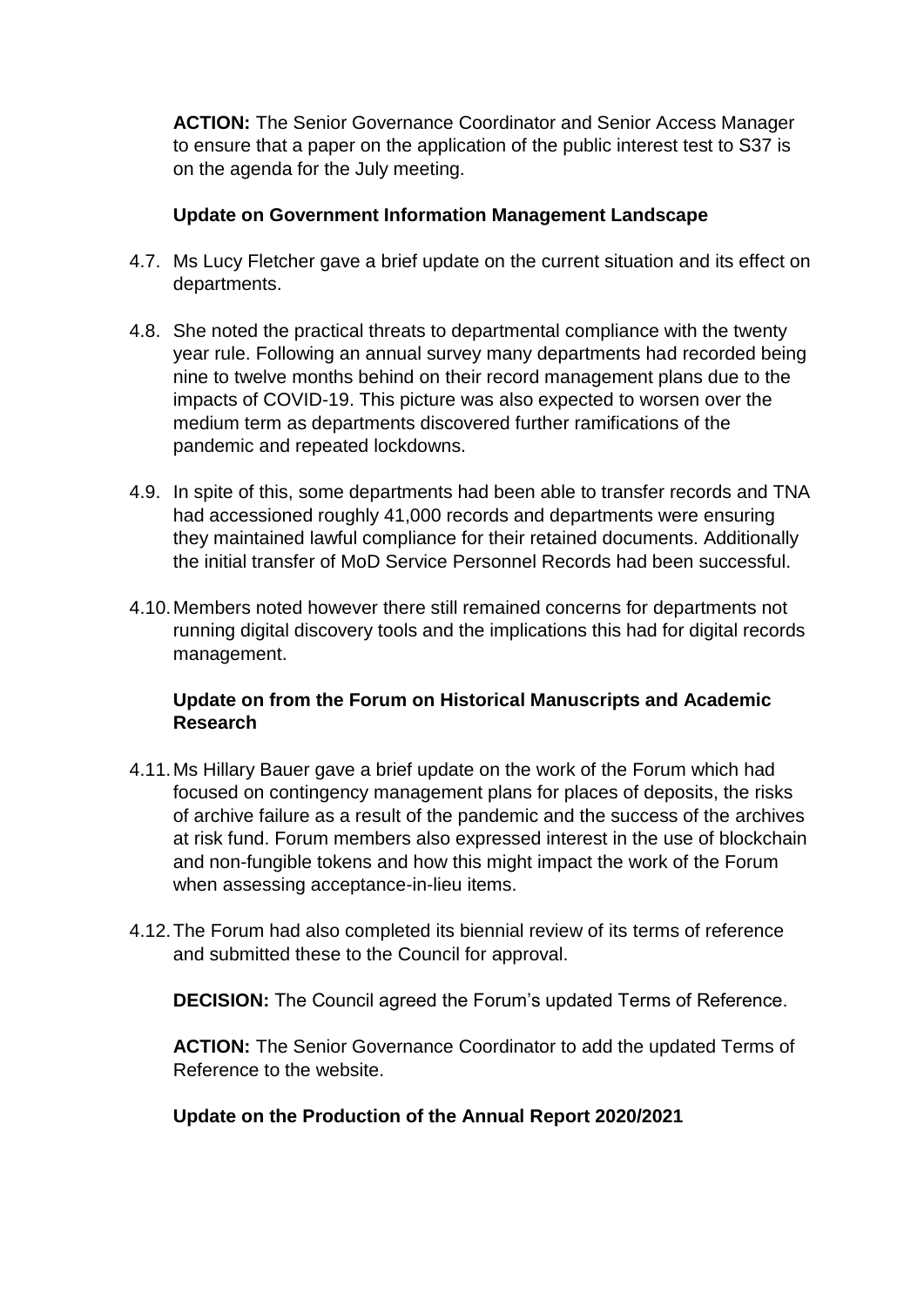**ACTION:** The Senior Governance Coordinator and Senior Access Manager to ensure that a paper on the application of the public interest test to S37 is on the agenda for the July meeting.

**Update on Government Information Management Landscape**

4.7. Ms Lucy Fletcher gave a brief update on the current situation and its effect on departments.

4.8. She noted the practical threats to departmental compliance with the twenty year rule. Following an annual survey many departments had recorded being nine to twelve months behind on their record management plans due to the impacts of COVID-19. This picture was also expected to worsen over the medium term as departments discovered further ramifications of the pandemic and repeated lockdowns.

4.9. In spite of this, some departments had been able to transfer records and TNA had accessioned roughly 41,000 records and departments were ensuring they maintained lawful compliance for their retained documents. Additionally the initial transfer of MoD Service Personnel Records had been successful.

4.10. Members noted however there still remained concerns for departments not running digital discovery tools and the implications this had for digital records management.

**Update on from the Forum on Historical Manuscripts and Academic Research**

4.11. Ms Hillary Bauer gave a brief update on the work of the Forum which had focused on contingency management plans for places of deposits, the risks of archive failure as a result of the pandemic and the success of the archives at risk fund. Forum members also expressed interest in the use of blockchain and non-fungible tokens and how this might impact the work of the Forum when assessing acceptance-in-lieu items.

4.12. The Forum had also completed its biennial review of its terms of reference and submitted these to the Council for approval.

**DECISION:** The Council agreed the Forum's updated Terms of Reference.

**ACTION:** The Senior Governance Coordinator to add the updated Terms of Reference to the website.

**Update on the Production of the Annual Report 2020/2021**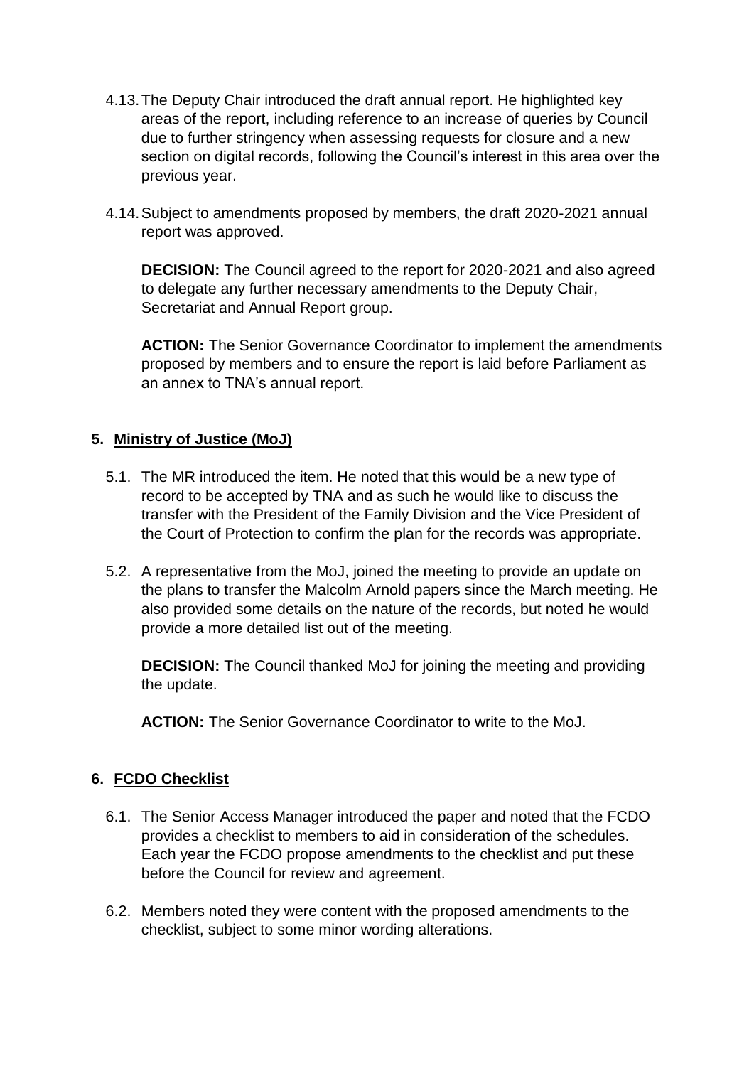4.13. The Deputy Chair introduced the draft annual report. He highlighted key areas of the report, including reference to an increase of queries by Council due to further stringency when assessing requests for closure and a new section on digital records, following the Council's interest in this area over the previous year.

4.14. Subject to amendments proposed by members, the draft 2020-2021 annual report was approved.

**DECISION:** The Council agreed to the report for 2020-2021 and also agreed to delegate any further necessary amendments to the Deputy Chair, Secretariat and Annual Report group.

**ACTION:** The Senior Governance Coordinator to implement the amendments proposed by members and to ensure the report is laid before Parliament as an annex to TNA's annual report.

## 5. Ministry of Justice (MoJ)

5.1. The MR introduced the item. He noted that this would be a new type of record to be accepted by TNA and as such he would like to discuss the transfer with the President of the Family Division and the Vice President of the Court of Protection to confirm the plan for the records was appropriate.

5.2. A representative from the MoJ, joined the meeting to provide an update on the plans to transfer the Malcolm Arnold papers since the March meeting. He also provided some details on the nature of the records, but noted he would provide a more detailed list out of the meeting.

**DECISION:** The Council thanked MoJ for joining the meeting and providing the update.

**ACTION:** The Senior Governance Coordinator to write to the MoJ.

## 6. FCDO Checklist

6.1. The Senior Access Manager introduced the paper and noted that the FCDO provides a checklist to members to aid in consideration of the schedules. Each year the FCDO propose amendments to the checklist and put these before the Council for review and agreement.

6.2. Members noted they were content with the proposed amendments to the checklist, subject to some minor wording alterations.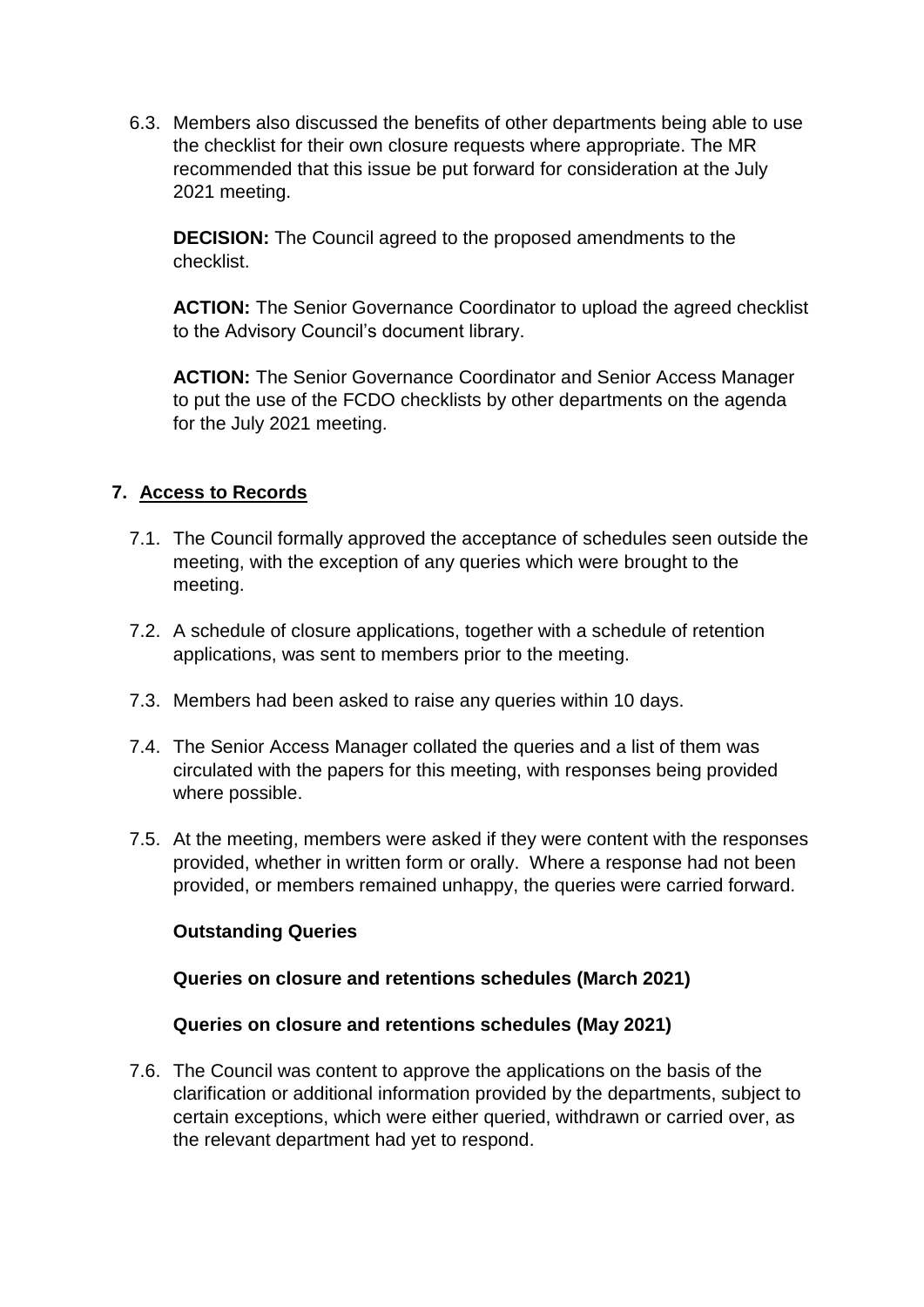6.3. Members also discussed the benefits of other departments being able to use the checklist for their own closure requests where appropriate. The MR recommended that this issue be put forward for consideration at the July 2021 meeting.

**DECISION:** The Council agreed to the proposed amendments to the checklist.

**ACTION:** The Senior Governance Coordinator to upload the agreed checklist to the Advisory Council's document library.

**ACTION:** The Senior Governance Coordinator and Senior Access Manager to put the use of the FCDO checklists by other departments on the agenda for the July 2021 meeting.

## 7. Access to Records

7.1. The Council formally approved the acceptance of schedules seen outside the meeting, with the exception of any queries which were brought to the meeting.

7.2. A schedule of closure applications, together with a schedule of retention applications, was sent to members prior to the meeting.

7.3. Members had been asked to raise any queries within 10 days.

7.4. The Senior Access Manager collated the queries and a list of them was circulated with the papers for this meeting, with responses being provided where possible.

7.5. At the meeting, members were asked if they were content with the responses provided, whether in written form or orally. Where a response had not been provided, or members remained unhappy, the queries were carried forward.

**Outstanding Queries**

**Queries on closure and retentions schedules (March 2021)**

**Queries on closure and retentions schedules (May 2021)**

7.6. The Council was content to approve the applications on the basis of the clarification or additional information provided by the departments, subject to certain exceptions, which were either queried, withdrawn or carried over, as the relevant department had yet to respond.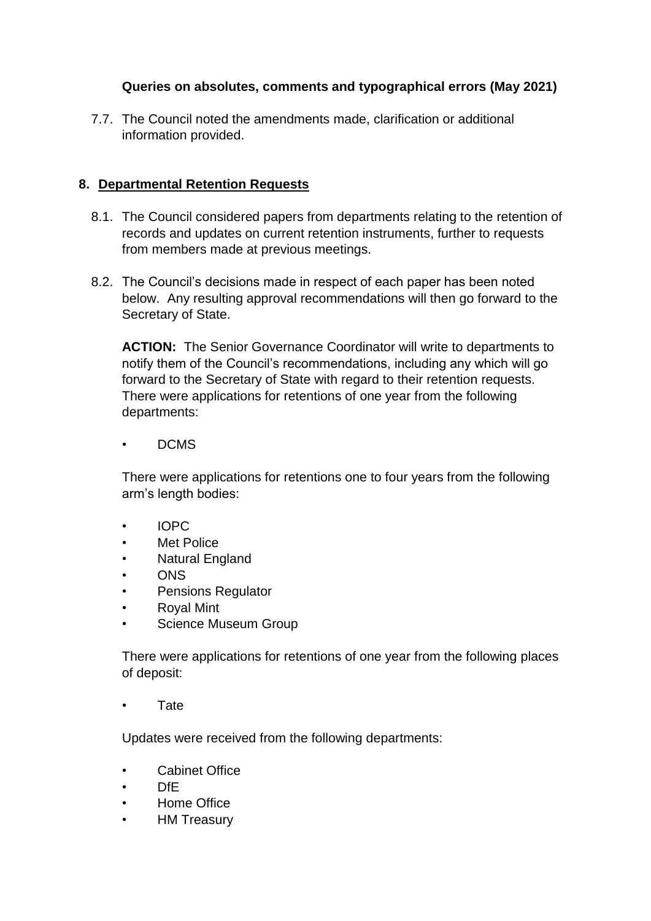**Queries on absolutes, comments and typographical errors (May 2021)**

7.7. The Council noted the amendments made, clarification or additional information provided.

## 8. Departmental Retention Requests

8.1. The Council considered papers from departments relating to the retention of records and updates on current retention instruments, further to requests from members made at previous meetings.

8.2. The Council's decisions made in respect of each paper has been noted below. Any resulting approval recommendations will then go forward to the Secretary of State.

**ACTION:** The Senior Governance Coordinator will write to departments to notify them of the Council's recommendations, including any which will go forward to the Secretary of State with regard to their retention requests. There were applications for retentions of one year from the following departments:

- DCMS

There were applications for retentions one to four years from the following arm's length bodies:

- IOPC
- Met Police
- Natural England
- ONS
- Pensions Regulator
- Royal Mint
- Science Museum Group

There were applications for retentions of one year from the following places of deposit:

- Tate

Updates were received from the following departments:

- Cabinet Office
- DfE
- Home Office
- HM Treasury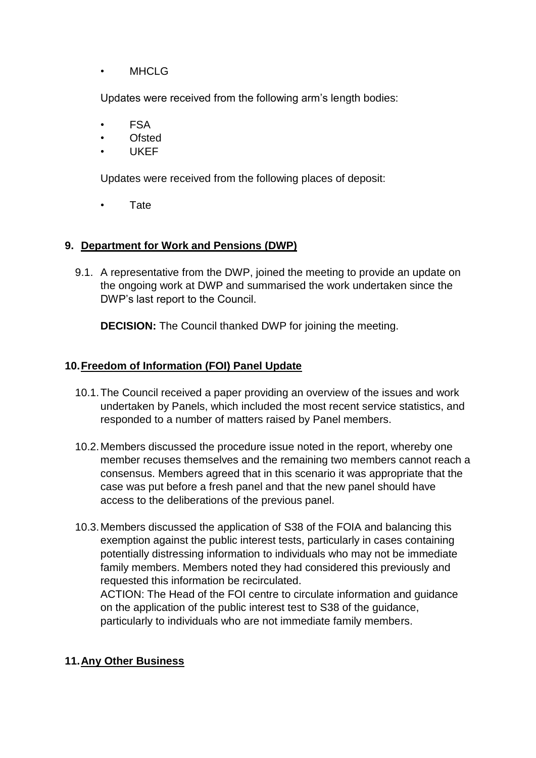- MHCLG

Updates were received from the following arm's length bodies:

- FSA
- Ofsted
- UKEF

Updates were received from the following places of deposit:

- Tate

## 9. Department for Work and Pensions (DWP)

9.1. A representative from the DWP, joined the meeting to provide an update on the ongoing work at DWP and summarised the work undertaken since the DWP's last report to the Council.

**DECISION:** The Council thanked DWP for joining the meeting.

## 10. Freedom of Information (FOI) Panel Update

10.1. The Council received a paper providing an overview of the issues and work undertaken by Panels, which included the most recent service statistics, and responded to a number of matters raised by Panel members.

10.2. Members discussed the procedure issue noted in the report, whereby one member recuses themselves and the remaining two members cannot reach a consensus. Members agreed that in this scenario it was appropriate that the case was put before a fresh panel and that the new panel should have access to the deliberations of the previous panel.

10.3. Members discussed the application of S38 of the FOIA and balancing this exemption against the public interest tests, particularly in cases containing potentially distressing information to individuals who may not be immediate family members. Members noted they had considered this previously and requested this information be recirculated.
ACTION: The Head of the FOI centre to circulate information and guidance on the application of the public interest test to S38 of the guidance, particularly to individuals who are not immediate family members.

## 11. Any Other Business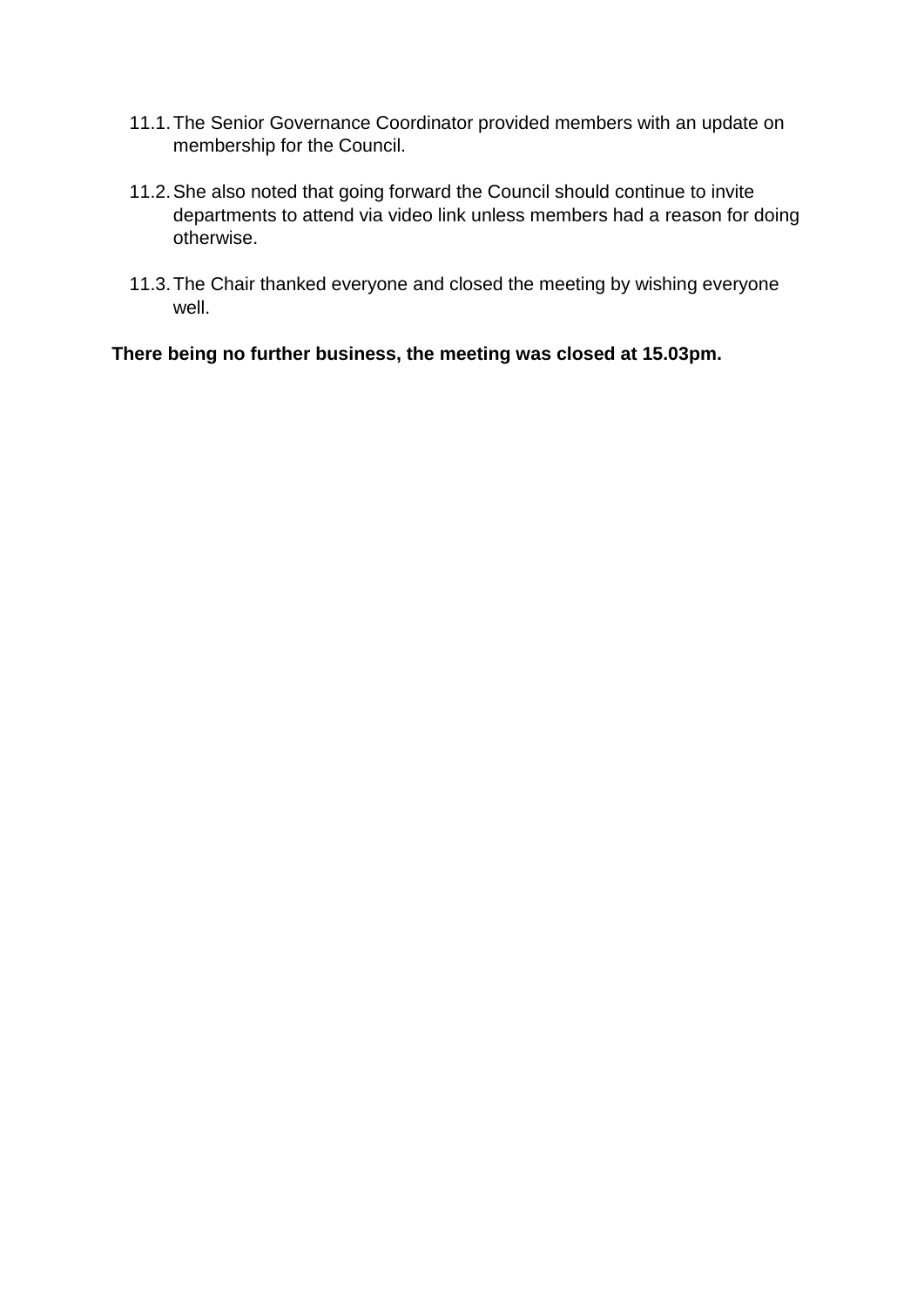11.1. The Senior Governance Coordinator provided members with an update on membership for the Council.

11.2. She also noted that going forward the Council should continue to invite departments to attend via video link unless members had a reason for doing otherwise.

11.3. The Chair thanked everyone and closed the meeting by wishing everyone well.

**There being no further business, the meeting was closed at 15.03pm.**